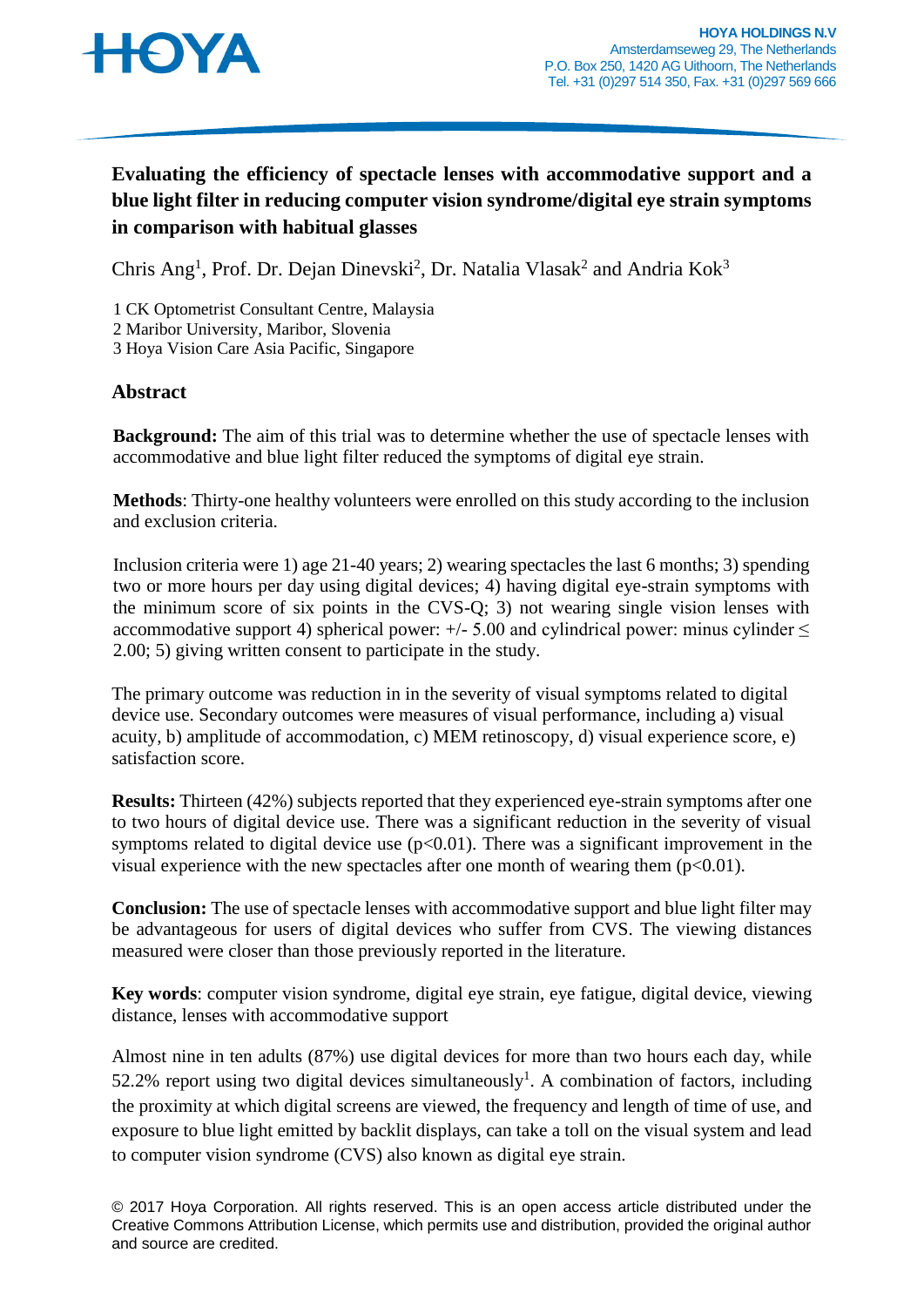HOYA

**HOYA HOLDINGS N.V**
Amsterdamseweg 29, The Netherlands
P.O. Box 250, 1420 AG Uithoorn, The Netherlands
Tel. +31 (0)297 514 350, Fax. +31 (0)297 569 666

# Evaluating the efficiency of spectacle lenses with accommodative support and a blue light filter in reducing computer vision syndrome/digital eye strain symptoms in comparison with habitual glasses

Chris Ang[1], Prof. Dr. Dejan Dinevski[2], Dr. Natalia Vlasak[2] and Andria Kok[3]

1 CK Optometrist Consultant Centre, Malaysia
2 Maribor University, Maribor, Slovenia
3 Hoya Vision Care Asia Pacific, Singapore

## Abstract

**Background:** The aim of this trial was to determine whether the use of spectacle lenses with accommodative and blue light filter reduced the symptoms of digital eye strain.

**Methods**: Thirty-one healthy volunteers were enrolled on this study according to the inclusion and exclusion criteria.

Inclusion criteria were 1) age 21-40 years; 2) wearing spectacles the last 6 months; 3) spending two or more hours per day using digital devices; 4) having digital eye-strain symptoms with the minimum score of six points in the CVS-Q; 3) not wearing single vision lenses with accommodative support 4) spherical power: +/- 5.00 and cylindrical power: minus cylinder ≤ 2.00; 5) giving written consent to participate in the study.

The primary outcome was reduction in in the severity of visual symptoms related to digital device use. Secondary outcomes were measures of visual performance, including a) visual acuity, b) amplitude of accommodation, c) MEM retinoscopy, d) visual experience score, e) satisfaction score.

**Results:** Thirteen (42%) subjects reported that they experienced eye-strain symptoms after one to two hours of digital device use. There was a significant reduction in the severity of visual symptoms related to digital device use ($p<0.01$). There was a significant improvement in the visual experience with the new spectacles after one month of wearing them ($p<0.01$).

**Conclusion:** The use of spectacle lenses with accommodative support and blue light filter may be advantageous for users of digital devices who suffer from CVS. The viewing distances measured were closer than those previously reported in the literature.

**Key words**: computer vision syndrome, digital eye strain, eye fatigue, digital device, viewing distance, lenses with accommodative support

Almost nine in ten adults (87%) use digital devices for more than two hours each day, while 52.2% report using two digital devices simultaneously[1]. A combination of factors, including the proximity at which digital screens are viewed, the frequency and length of time of use, and exposure to blue light emitted by backlit displays, can take a toll on the visual system and lead to computer vision syndrome (CVS) also known as digital eye strain.

© 2017 Hoya Corporation. All rights reserved. This is an open access article distributed under the Creative Commons Attribution License, which permits use and distribution, provided the original author and source are credited.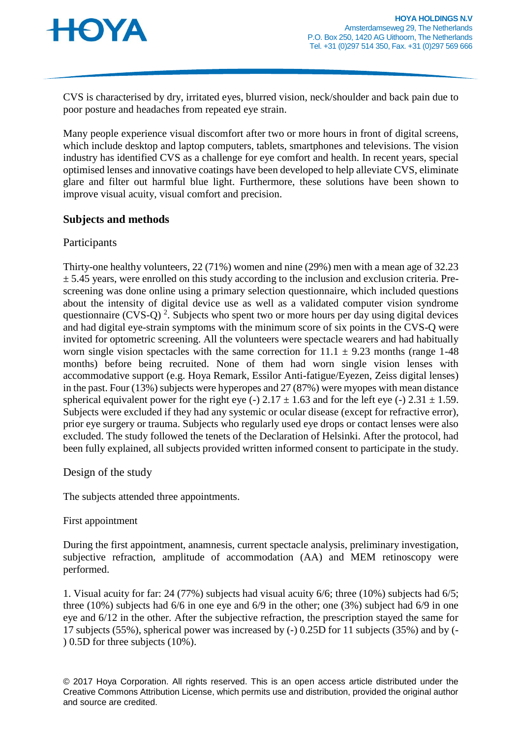CVS is characterised by dry, irritated eyes, blurred vision, neck/shoulder and back pain due to poor posture and headaches from repeated eye strain.

Many people experience visual discomfort after two or more hours in front of digital screens, which include desktop and laptop computers, tablets, smartphones and televisions. The vision industry has identified CVS as a challenge for eye comfort and health. In recent years, special optimised lenses and innovative coatings have been developed to help alleviate CVS, eliminate glare and filter out harmful blue light. Furthermore, these solutions have been shown to improve visual acuity, visual comfort and precision.

## Subjects and methods

### Participants

Thirty-one healthy volunteers, 22 (71%) women and nine (29%) men with a mean age of 32.23 ± 5.45 years, were enrolled on this study according to the inclusion and exclusion criteria. Pre-screening was done online using a primary selection questionnaire, which included questions about the intensity of digital device use as well as a validated computer vision syndrome questionnaire (CVS-Q) [2]. Subjects who spent two or more hours per day using digital devices and had digital eye-strain symptoms with the minimum score of six points in the CVS-Q were invited for optometric screening. All the volunteers were spectacle wearers and had habitually worn single vision spectacles with the same correction for 11.1 ± 9.23 months (range 1-48 months) before being recruited. None of them had worn single vision lenses with accommodative support (e.g. Hoya Remark, Essilor Anti-fatigue/Eyezen, Zeiss digital lenses) in the past. Four (13%) subjects were hyperopes and 27 (87%) were myopes with mean distance spherical equivalent power for the right eye (-) 2.17 ± 1.63 and for the left eye (-) 2.31 ± 1.59. Subjects were excluded if they had any systemic or ocular disease (except for refractive error), prior eye surgery or trauma. Subjects who regularly used eye drops or contact lenses were also excluded. The study followed the tenets of the Declaration of Helsinki. After the protocol, had been fully explained, all subjects provided written informed consent to participate in the study.

### Design of the study

The subjects attended three appointments.

First appointment

During the first appointment, anamnesis, current spectacle analysis, preliminary investigation, subjective refraction, amplitude of accommodation (AA) and MEM retinoscopy were performed.

1. Visual acuity for far: 24 (77%) subjects had visual acuity 6/6; three (10%) subjects had 6/5; three (10%) subjects had 6/6 in one eye and 6/9 in the other; one (3%) subject had 6/9 in one eye and 6/12 in the other. After the subjective refraction, the prescription stayed the same for 17 subjects (55%), spherical power was increased by (-) 0.25D for 11 subjects (35%) and by (-) 0.5D for three subjects (10%).

© 2017 Hoya Corporation. All rights reserved. This is an open access article distributed under the Creative Commons Attribution License, which permits use and distribution, provided the original author and source are credited.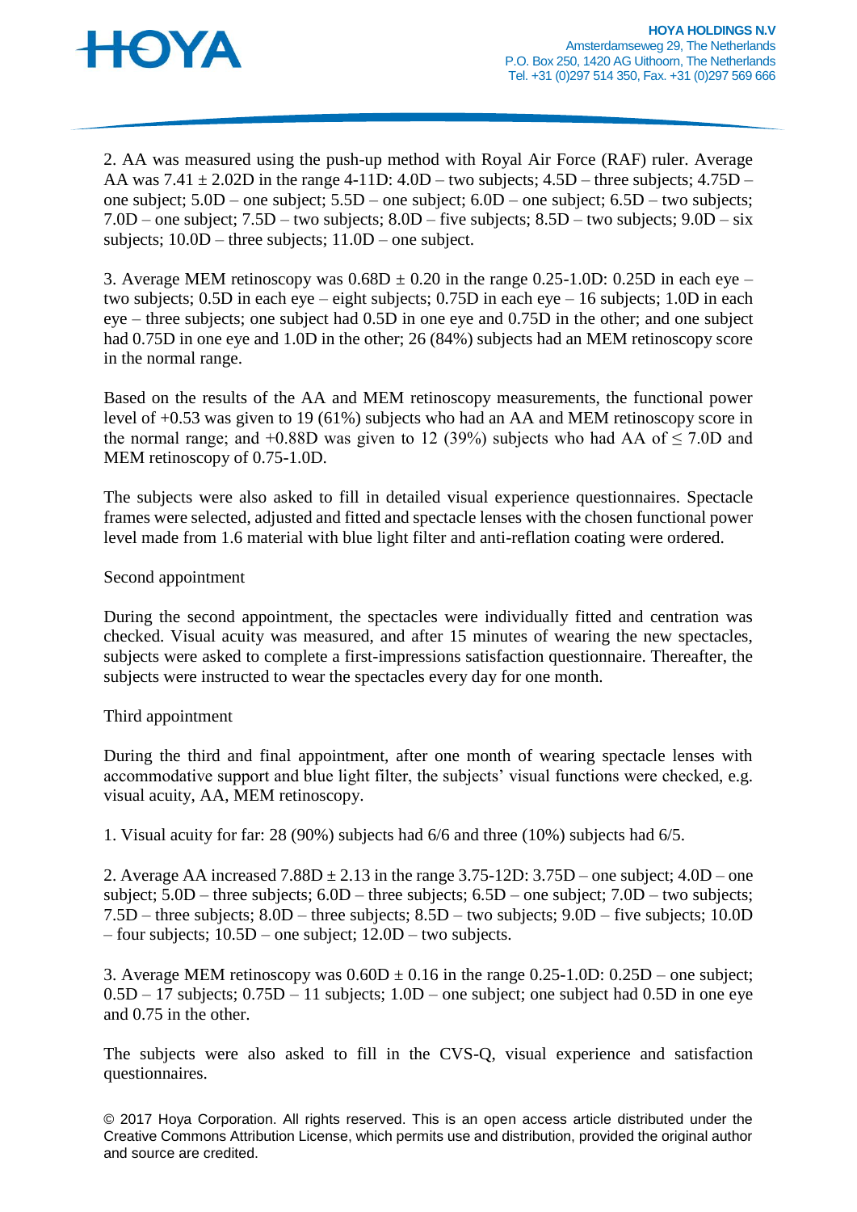2. AA was measured using the push-up method with Royal Air Force (RAF) ruler. Average AA was 7.41 ± 2.02D in the range 4-11D: 4.0D – two subjects; 4.5D – three subjects; 4.75D – one subject; 5.0D – one subject; 5.5D – one subject; 6.0D – one subject; 6.5D – two subjects; 7.0D – one subject; 7.5D – two subjects; 8.0D – five subjects; 8.5D – two subjects; 9.0D – six subjects; 10.0D – three subjects; 11.0D – one subject.

3. Average MEM retinoscopy was 0.68D ± 0.20 in the range 0.25-1.0D: 0.25D in each eye – two subjects; 0.5D in each eye – eight subjects; 0.75D in each eye – 16 subjects; 1.0D in each eye – three subjects; one subject had 0.5D in one eye and 0.75D in the other; and one subject had 0.75D in one eye and 1.0D in the other; 26 (84%) subjects had an MEM retinoscopy score in the normal range.

Based on the results of the AA and MEM retinoscopy measurements, the functional power level of +0.53 was given to 19 (61%) subjects who had an AA and MEM retinoscopy score in the normal range; and +0.88D was given to 12 (39%) subjects who had AA of ≤ 7.0D and MEM retinoscopy of 0.75-1.0D.

The subjects were also asked to fill in detailed visual experience questionnaires. Spectacle frames were selected, adjusted and fitted and spectacle lenses with the chosen functional power level made from 1.6 material with blue light filter and anti-reflation coating were ordered.

Second appointment

During the second appointment, the spectacles were individually fitted and centration was checked. Visual acuity was measured, and after 15 minutes of wearing the new spectacles, subjects were asked to complete a first-impressions satisfaction questionnaire. Thereafter, the subjects were instructed to wear the spectacles every day for one month.

Third appointment

During the third and final appointment, after one month of wearing spectacle lenses with accommodative support and blue light filter, the subjects' visual functions were checked, e.g. visual acuity, AA, MEM retinoscopy.

1. Visual acuity for far: 28 (90%) subjects had 6/6 and three (10%) subjects had 6/5.

2. Average AA increased 7.88D ± 2.13 in the range 3.75-12D: 3.75D – one subject; 4.0D – one subject; 5.0D – three subjects; 6.0D – three subjects; 6.5D – one subject; 7.0D – two subjects; 7.5D – three subjects; 8.0D – three subjects; 8.5D – two subjects; 9.0D – five subjects; 10.0D – four subjects; 10.5D – one subject; 12.0D – two subjects.

3. Average MEM retinoscopy was 0.60D ± 0.16 in the range 0.25-1.0D: 0.25D – one subject; 0.5D – 17 subjects; 0.75D – 11 subjects; 1.0D – one subject; one subject had 0.5D in one eye and 0.75 in the other.

The subjects were also asked to fill in the CVS-Q, visual experience and satisfaction questionnaires.

© 2017 Hoya Corporation. All rights reserved. This is an open access article distributed under the Creative Commons Attribution License, which permits use and distribution, provided the original author and source are credited.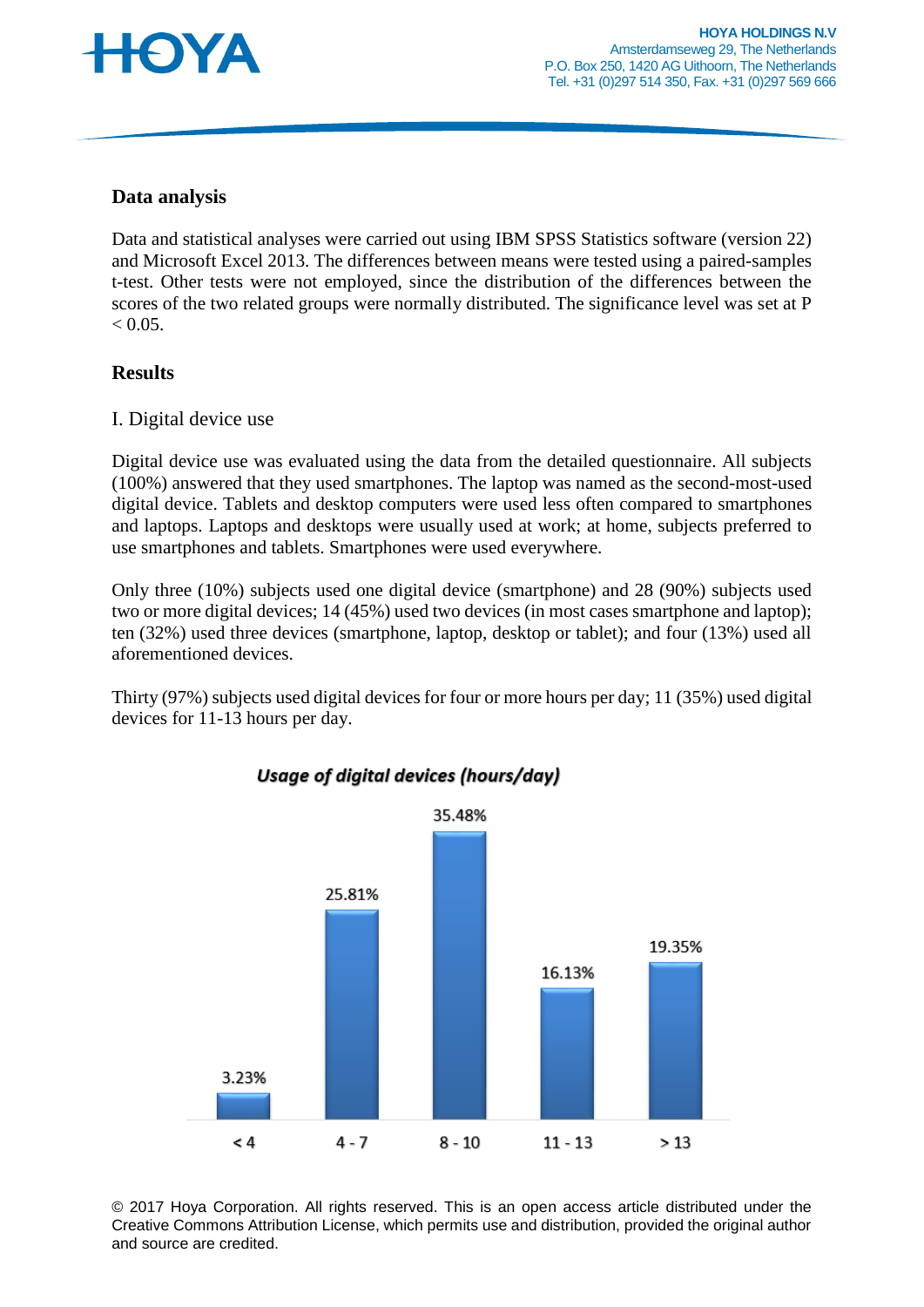## Data analysis

Data and statistical analyses were carried out using IBM SPSS Statistics software (version 22) and Microsoft Excel 2013. The differences between means were tested using a paired-samples t-test. Other tests were not employed, since the distribution of the differences between the scores of the two related groups were normally distributed. The significance level was set at $P < 0.05$.

## Results

### I. Digital device use

Digital device use was evaluated using the data from the detailed questionnaire. All subjects (100%) answered that they used smartphones. The laptop was named as the second-most-used digital device. Tablets and desktop computers were used less often compared to smartphones and laptops. Laptops and desktops were usually used at work; at home, subjects preferred to use smartphones and tablets. Smartphones were used everywhere.

Only three (10%) subjects used one digital device (smartphone) and 28 (90%) subjects used two or more digital devices; 14 (45%) used two devices (in most cases smartphone and laptop); ten (32%) used three devices (smartphone, laptop, desktop or tablet); and four (13%) used all aforementioned devices.

Thirty (97%) subjects used digital devices for four or more hours per day; 11 (35%) used digital devices for 11-13 hours per day.

***Usage of digital devices (hours/day)***

| < 4 | 4 - 7 | 8 - 10 | 11 - 13 | > 13 |
|---|---|---|---|---|
| 3.23% | 25.81% | 35.48% | 16.13% | 19.35% |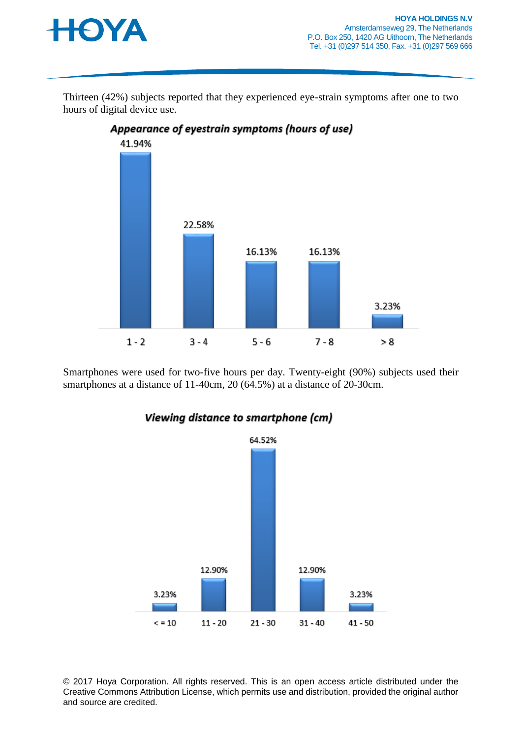Thirteen (42%) subjects reported that they experienced eye-strain symptoms after one to two hours of digital device use.

***Appearance of eyestrain symptoms (hours of use)***

| Hours of use | Percentage |
|---|---|
| 1 - 2 | 41.94% |
| 3 - 4 | 22.58% |
| 5 - 6 | 16.13% |
| 7 - 8 | 16.13% |
| > 8 | 3.23% |

Smartphones were used for two-five hours per day. Twenty-eight (90%) subjects used their smartphones at a distance of 11-40cm, 20 (64.5%) at a distance of 20-30cm.

***Viewing distance to smartphone (cm)***

| Distance (cm) | Percentage |
|---|---|
| < = 10 | 3.23% |
| 11 - 20 | 12.90% |
| 21 - 30 | 64.52% |
| 31 - 40 | 12.90% |
| 41 - 50 | 3.23% |

© 2017 Hoya Corporation. All rights reserved. This is an open access article distributed under the Creative Commons Attribution License, which permits use and distribution, provided the original author and source are credited.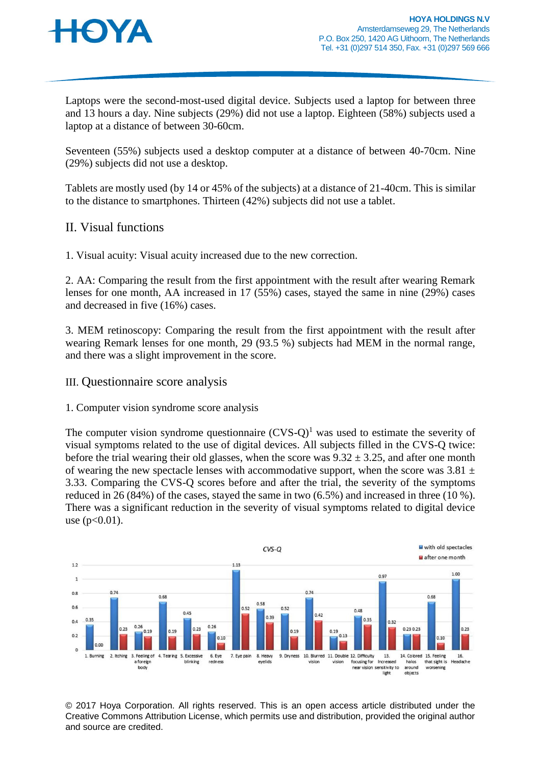Laptops were the second-most-used digital device. Subjects used a laptop for between three and 13 hours a day. Nine subjects (29%) did not use a laptop. Eighteen (58%) subjects used a laptop at a distance of between 30-60cm.

Seventeen (55%) subjects used a desktop computer at a distance of between 40-70cm. Nine (29%) subjects did not use a desktop.

Tablets are mostly used (by 14 or 45% of the subjects) at a distance of 21-40cm. This is similar to the distance to smartphones. Thirteen (42%) subjects did not use a tablet.

## II. Visual functions

1. Visual acuity: Visual acuity increased due to the new correction.

2. AA: Comparing the result from the first appointment with the result after wearing Remark lenses for one month, AA increased in 17 (55%) cases, stayed the same in nine (29%) cases and decreased in five (16%) cases.

3. MEM retinoscopy: Comparing the result from the first appointment with the result after wearing Remark lenses for one month, 29 (93.5 %) subjects had MEM in the normal range, and there was a slight improvement in the score.

## III. Questionnaire score analysis

1. Computer vision syndrome score analysis

The computer vision syndrome questionnaire (CVS-Q)[1] was used to estimate the severity of visual symptoms related to the use of digital devices. All subjects filled in the CVS-Q twice: before the trial wearing their old glasses, when the score was 9.32 ± 3.25, and after one month of wearing the new spectacle lenses with accommodative support, when the score was 3.81 ± 3.33. Comparing the CVS-Q scores before and after the trial, the severity of the symptoms reduced in 26 (84%) of the cases, stayed the same in two (6.5%) and increased in three (10 %). There was a significant reduction in the severity of visual symptoms related to digital device use ($p<0.01$).

*CVS-Q*

| Symptom | with old spectacles | after one month |
|---|---|---|
| 1. Burning | 0.35 | 0.00 |
| 2. Itching | 0.74 | 0.23 |
| 3. Feeling of a foreign body | 0.26 | 0.19 |
| 4. Tearing | 0.68 | 0.19 |
| 5. Excessive blinking | 0.45 | 0.23 |
| 6. Eye redness | 0.26 | 0.10 |
| 7. Eye pain | 1.13 | 0.52 |
| 8. Heavy eyelids | 0.58 | 0.39 |
| 9. Dryness | 0.52 | 0.19 |
| 10. Blurred vision | 0.74 | 0.42 |
| 11. Double vision | 0.19 | 0.13 |
| 12. Difficulty focusing for near vision | 0.48 | 0.35 |
| 13. Increased sensitivity to light | 0.97 | 0.32 |
| 14. Colored halos around objects | 0.23 | 0.23 |
| 15. Feeling that sight is worsening | 0.68 | 0.10 |
| 16. Headache | 1.00 | 0.23 |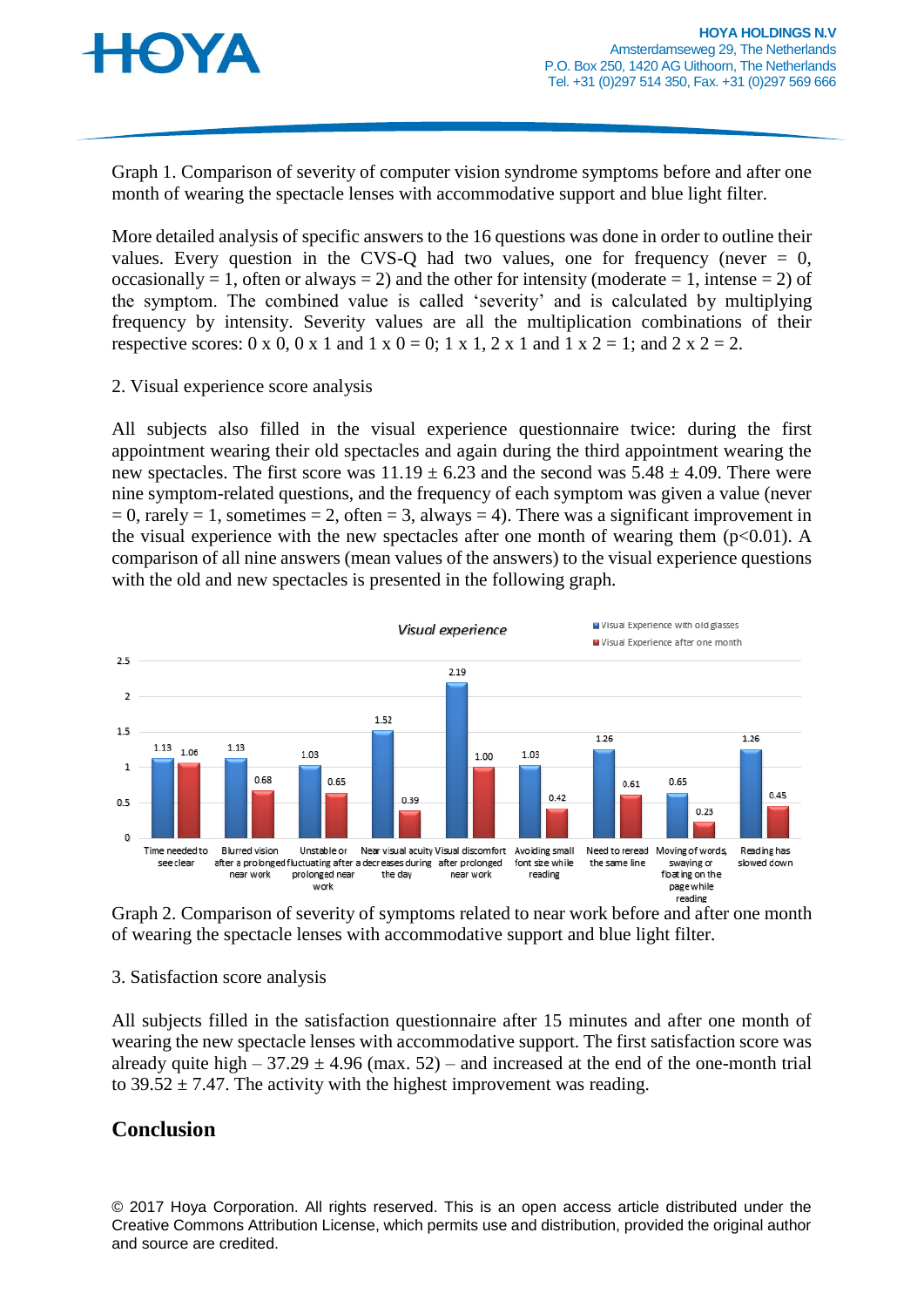Graph 1. Comparison of severity of computer vision syndrome symptoms before and after one month of wearing the spectacle lenses with accommodative support and blue light filter.

More detailed analysis of specific answers to the 16 questions was done in order to outline their values. Every question in the CVS-Q had two values, one for frequency (never = 0, occasionally = 1, often or always = 2) and the other for intensity (moderate = 1, intense = 2) of the symptom. The combined value is called 'severity' and is calculated by multiplying frequency by intensity. Severity values are all the multiplication combinations of their respective scores: 0 x 0, 0 x 1 and 1 x 0 = 0; 1 x 1, 2 x 1 and 1 x 2 = 1; and 2 x 2 = 2.

2. Visual experience score analysis

All subjects also filled in the visual experience questionnaire twice: during the first appointment wearing their old spectacles and again during the third appointment wearing the new spectacles. The first score was 11.19 ± 6.23 and the second was 5.48 ± 4.09. There were nine symptom-related questions, and the frequency of each symptom was given a value (never = 0, rarely = 1, sometimes = 2, often = 3, always = 4). There was a significant improvement in the visual experience with the new spectacles after one month of wearing them ($p<0.01$). A comparison of all nine answers (mean values of the answers) to the visual experience questions with the old and new spectacles is presented in the following graph.

Graph 2. Comparison of severity of symptoms related to near work before and after one month of wearing the spectacle lenses with accommodative support and blue light filter.

3. Satisfaction score analysis

All subjects filled in the satisfaction questionnaire after 15 minutes and after one month of wearing the new spectacle lenses with accommodative support. The first satisfaction score was already quite high – 37.29 ± 4.96 (max. 52) – and increased at the end of the one-month trial to 39.52 ± 7.47. The activity with the highest improvement was reading.

## Conclusion

© 2017 Hoya Corporation. All rights reserved. This is an open access article distributed under the Creative Commons Attribution License, which permits use and distribution, provided the original author and source are credited.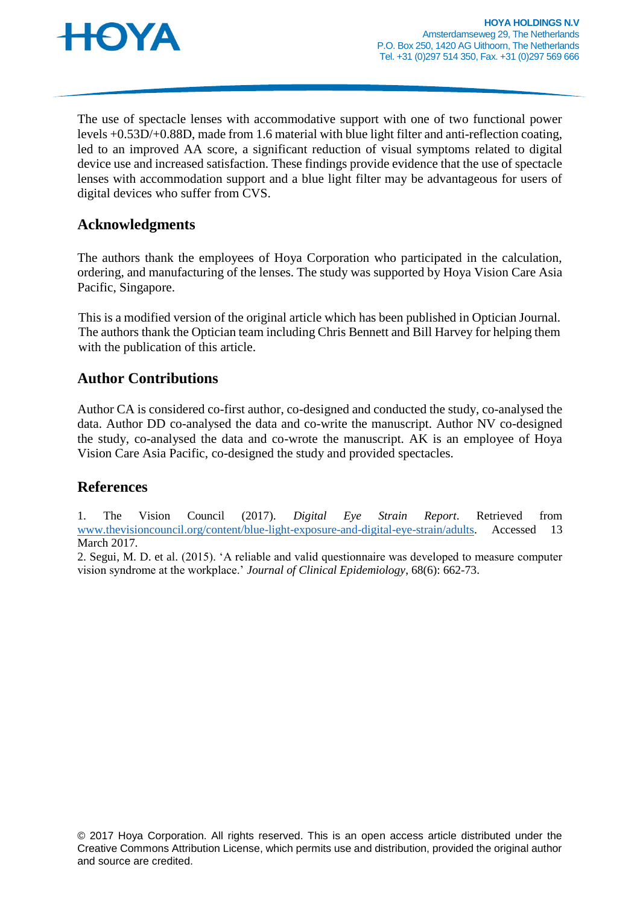The use of spectacle lenses with accommodative support with one of two functional power levels +0.53D/+0.88D, made from 1.6 material with blue light filter and anti-reflection coating, led to an improved AA score, a significant reduction of visual symptoms related to digital device use and increased satisfaction. These findings provide evidence that the use of spectacle lenses with accommodation support and a blue light filter may be advantageous for users of digital devices who suffer from CVS.

## Acknowledgments

The authors thank the employees of Hoya Corporation who participated in the calculation, ordering, and manufacturing of the lenses. The study was supported by Hoya Vision Care Asia Pacific, Singapore.

This is a modified version of the original article which has been published in Optician Journal. The authors thank the Optician team including Chris Bennett and Bill Harvey for helping them with the publication of this article.

## Author Contributions

Author CA is considered co-first author, co-designed and conducted the study, co-analysed the data. Author DD co-analysed the data and co-write the manuscript. Author NV co-designed the study, co-analysed the data and co-wrote the manuscript. AK is an employee of Hoya Vision Care Asia Pacific, co-designed the study and provided spectacles.

## References

1. The Vision Council (2017). *Digital Eye Strain Report*. Retrieved from www.thevisioncouncil.org/content/blue-light-exposure-and-digital-eye-strain/adults. Accessed 13 March 2017.
2. Segui, M. D. et al. (2015). 'A reliable and valid questionnaire was developed to measure computer vision syndrome at the workplace.' *Journal of Clinical Epidemiology*, 68(6): 662-73.

© 2017 Hoya Corporation. All rights reserved. This is an open access article distributed under the Creative Commons Attribution License, which permits use and distribution, provided the original author and source are credited.